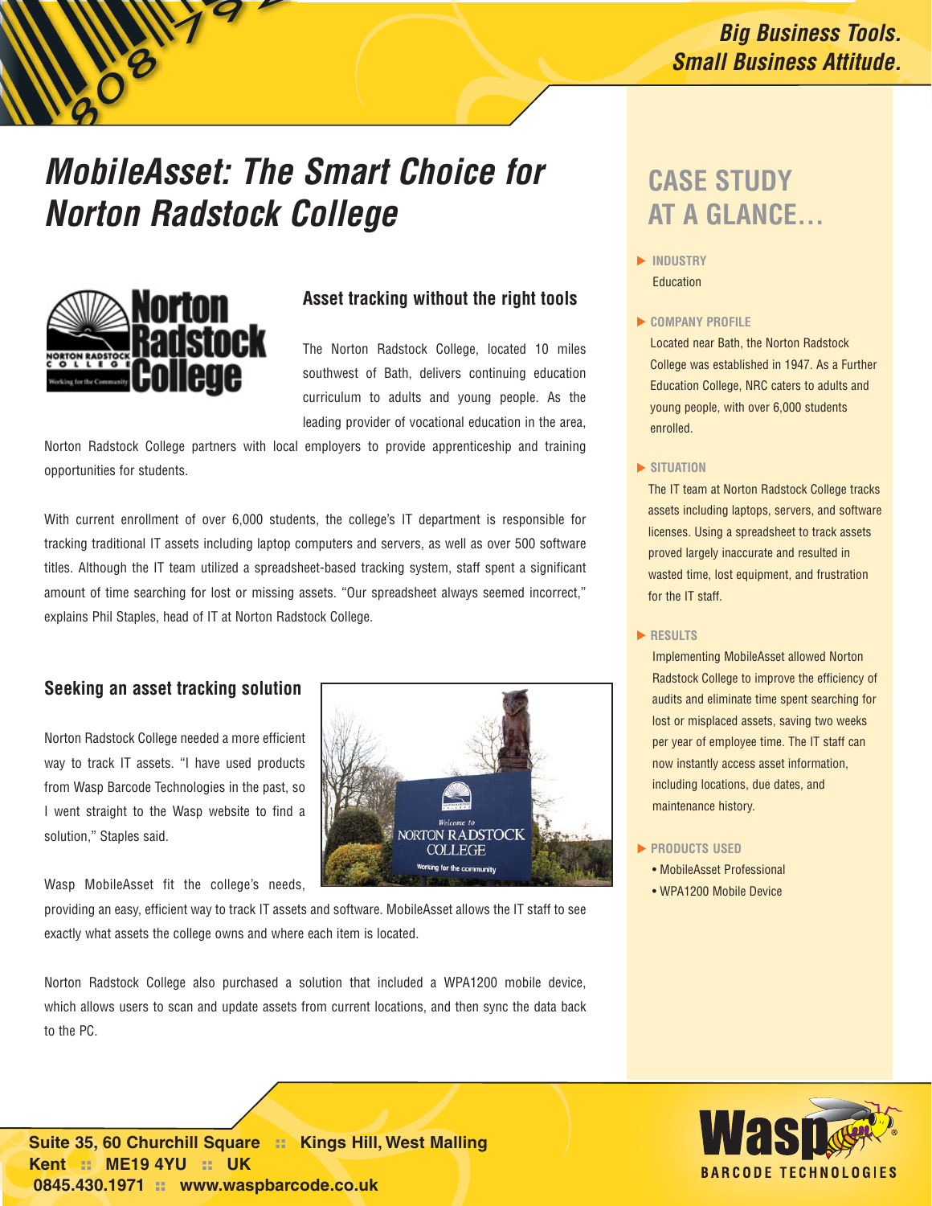*Big Business Tools. Small Business Attitude.*

# *MobileAsset: The Smart Choice for Norton Radstock College*

## Asset tracking without the right tools

The Norton Radstock College, located 10 miles southwest of Bath, delivers continuing education curriculum to adults and young people. As the leading provider of vocational education in the area, Norton Radstock College partners with local employers to provide apprenticeship and training opportunities for students.

With current enrollment of over 6,000 students, the college's IT department is responsible for tracking traditional IT assets including laptop computers and servers, as well as over 500 software titles. Although the IT team utilized a spreadsheet-based tracking system, staff spent a significant amount of time searching for lost or missing assets. "Our spreadsheet always seemed incorrect," explains Phil Staples, head of IT at Norton Radstock College.

## Seeking an asset tracking solution

Norton Radstock College needed a more efficient way to track IT assets. "I have used products from Wasp Barcode Technologies in the past, so I went straight to the Wasp website to find a solution," Staples said.

Wasp MobileAsset fit the college's needs, providing an easy, efficient way to track IT assets and software. MobileAsset allows the IT staff to see exactly what assets the college owns and where each item is located.

Norton Radstock College also purchased a solution that included a WPA1200 mobile device, which allows users to scan and update assets from current locations, and then sync the data back to the PC.

## CASE STUDY AT A GLANCE...

**INDUSTRY**

Education

**COMPANY PROFILE**

Located near Bath, the Norton Radstock College was established in 1947. As a Further Education College, NRC caters to adults and young people, with over 6,000 students enrolled.

**SITUATION**

The IT team at Norton Radstock College tracks assets including laptops, servers, and software licenses. Using a spreadsheet to track assets proved largely inaccurate and resulted in wasted time, lost equipment, and frustration for the IT staff.

**RESULTS**

Implementing MobileAsset allowed Norton Radstock College to improve the efficiency of audits and eliminate time spent searching for lost or misplaced assets, saving two weeks per year of employee time. The IT staff can now instantly access asset information, including locations, due dates, and maintenance history.

**PRODUCTS USED**

- MobileAsset Professional
- WPA1200 Mobile Device

**Suite 35, 60 Churchill Square :: Kings Hill, West Malling**
**Kent :: ME19 4YU :: UK**
**0845.430.1971 :: www.waspbarcode.co.uk**

Wasp BARCODE TECHNOLOGIES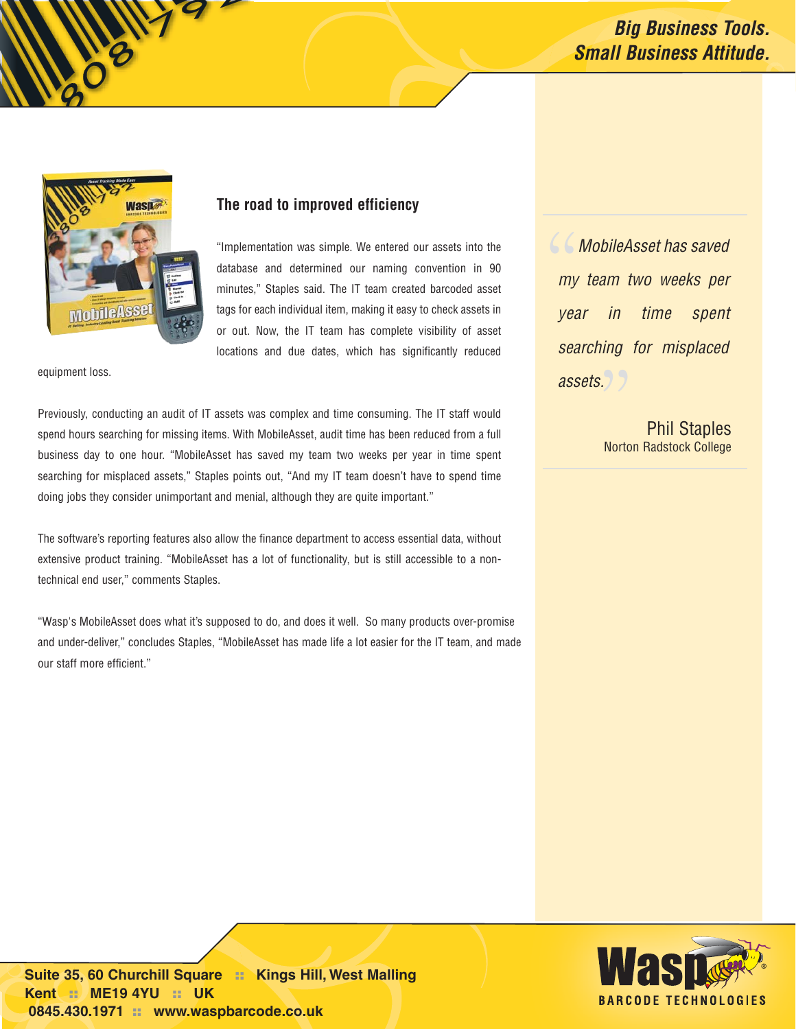## The road to improved efficiency

"Implementation was simple. We entered our assets into the database and determined our naming convention in 90 minutes," Staples said. The IT team created barcoded asset tags for each individual item, making it easy to check assets in or out. Now, the IT team has complete visibility of asset locations and due dates, which has significantly reduced equipment loss.

Previously, conducting an audit of IT assets was complex and time consuming. The IT staff would spend hours searching for missing items. With MobileAsset, audit time has been reduced from a full business day to one hour. "MobileAsset has saved my team two weeks per year in time spent searching for misplaced assets," Staples points out, "And my IT team doesn't have to spend time doing jobs they consider unimportant and menial, although they are quite important."

The software's reporting features also allow the finance department to access essential data, without extensive product training. "MobileAsset has a lot of functionality, but is still accessible to a non-technical end user," comments Staples.

"Wasp's MobileAsset does what it's supposed to do, and does it well. So many products over-promise and under-deliver," concludes Staples, "MobileAsset has made life a lot easier for the IT team, and made our staff more efficient."

> *"MobileAsset has saved my team two weeks per year in time spent searching for misplaced assets."*
>
> Phil Staples
> Norton Radstock College

**Big Business Tools. Small Business Attitude.**

**Suite 35, 60 Churchill Square :: Kings Hill, West Malling**
**Kent :: ME19 4YU :: UK**
**0845.430.1971 :: www.waspbarcode.co.uk**

Wasp BARCODE TECHNOLOGIES